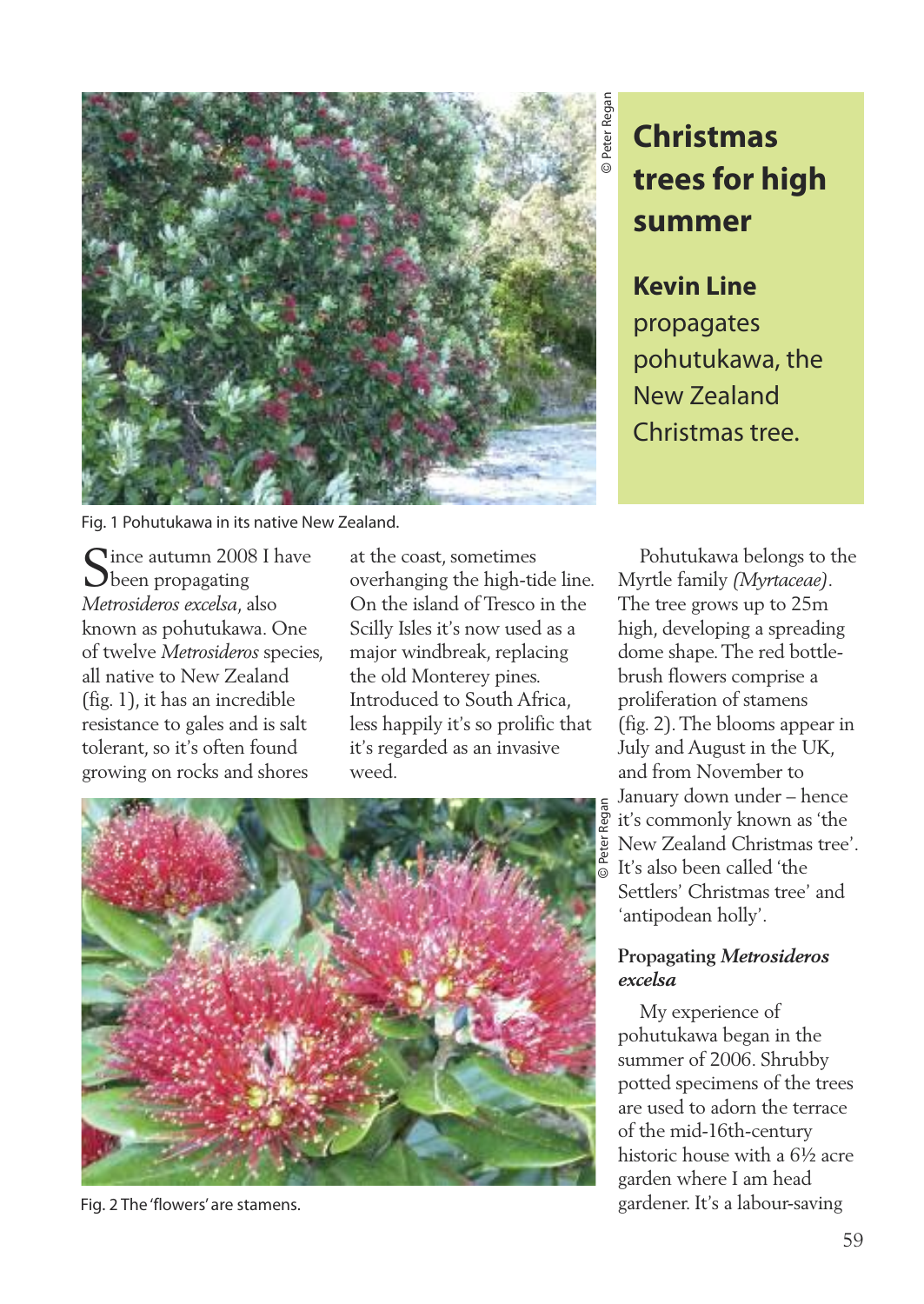# Christmas trees for high summer

**Kevin Line** propagates pohutukawa, the New Zealand Christmas tree.

Fig. 1 Pohutukawa in its native New Zealand.

Since autumn 2008 I have been propagating *Metrosideros excelsa*, also known as pohutukawa. One of twelve *Metrosideros* species, all native to New Zealand (fig. 1), it has an incredible resistance to gales and is salt tolerant, so it's often found growing on rocks and shores at the coast, sometimes overhanging the high-tide line. On the island of Tresco in the Scilly Isles it's now used as a major windbreak, replacing the old Monterey pines. Introduced to South Africa, less happily it's so prolific that it's regarded as an invasive weed.

Fig. 2 The 'flowers' are stamens.

Pohutukawa belongs to the Myrtle family *(Myrtaceae)*. The tree grows up to 25m high, developing a spreading dome shape. The red bottle-brush flowers comprise a proliferation of stamens (fig. 2). The blooms appear in July and August in the UK, and from November to January down under – hence it's commonly known as 'the New Zealand Christmas tree'. It's also been called 'the Settlers' Christmas tree' and 'antipodean holly'.

### Propagating *Metrosideros excelsa*

My experience of pohutukawa began in the summer of 2006. Shrubby potted specimens of the trees are used to adorn the terrace of the mid-16th-century historic house with a 6½ acre garden where I am head gardener. It's a labour-saving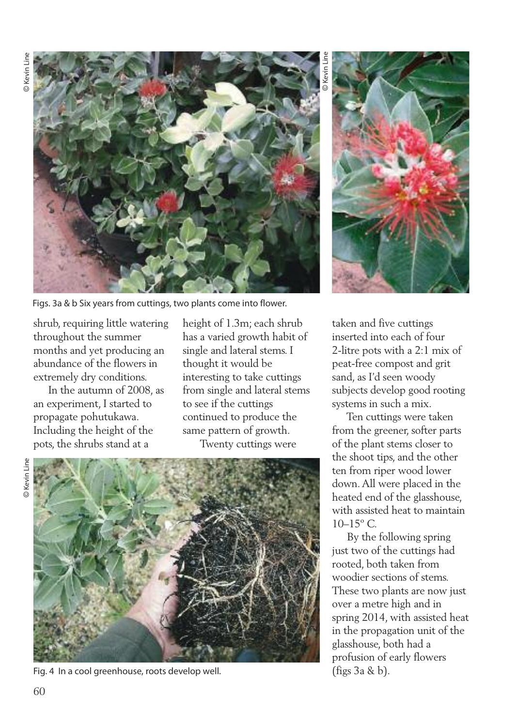Figs. 3a & b Six years from cuttings, two plants come into flower.

shrub, requiring little watering throughout the summer months and yet producing an abundance of the flowers in extremely dry conditions.

In the autumn of 2008, as an experiment, I started to propagate pohutukawa. Including the height of the pots, the shrubs stand at a height of 1.3m; each shrub has a varied growth habit of single and lateral stems. I thought it would be interesting to take cuttings from single and lateral stems to see if the cuttings continued to produce the same pattern of growth.

Twenty cuttings were taken and five cuttings inserted into each of four 2-litre pots with a 2:1 mix of peat-free compost and grit sand, as I'd seen woody subjects develop good rooting systems in such a mix.

Ten cuttings were taken from the greener, softer parts of the plant stems closer to the shoot tips, and the other ten from riper wood lower down. All were placed in the heated end of the glasshouse, with assisted heat to maintain 10–15° C.

By the following spring just two of the cuttings had rooted, both taken from woodier sections of stems. These two plants are now just over a metre high and in spring 2014, with assisted heat in the propagation unit of the glasshouse, both had a profusion of early flowers (figs 3a & b).

Fig. 4 In a cool greenhouse, roots develop well.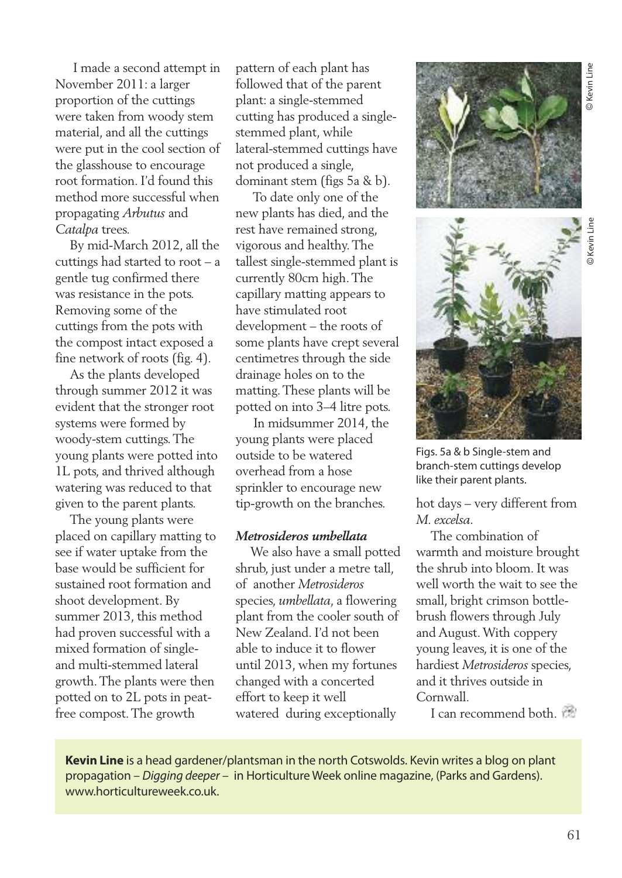I made a second attempt in November 2011: a larger proportion of the cuttings were taken from woody stem material, and all the cuttings were put in the cool section of the glasshouse to encourage root formation. I'd found this method more successful when propagating *Arbutus* and *Catalpa* trees.

By mid-March 2012, all the cuttings had started to root – a gentle tug confirmed there was resistance in the pots. Removing some of the cuttings from the pots with the compost intact exposed a fine network of roots (fig. 4).

As the plants developed through summer 2012 it was evident that the stronger root systems were formed by woody-stem cuttings. The young plants were potted into 1L pots, and thrived although watering was reduced to that given to the parent plants.

The young plants were placed on capillary matting to see if water uptake from the base would be sufficient for sustained root formation and shoot development. By summer 2013, this method had proven successful with a mixed formation of single- and multi-stemmed lateral growth. The plants were then potted on to 2L pots in peat-free compost. The growth pattern of each plant has followed that of the parent plant: a single-stemmed cutting has produced a single-stemmed plant, while lateral-stemmed cuttings have not produced a single, dominant stem (figs 5a & b).

To date only one of the new plants has died, and the rest have remained strong, vigorous and healthy. The tallest single-stemmed plant is currently 80cm high. The capillary matting appears to have stimulated root development – the roots of some plants have crept several centimetres through the side drainage holes on to the matting. These plants will be potted on into 3–4 litre pots.

In midsummer 2014, the young plants were placed outside to be watered overhead from a hose sprinkler to encourage new tip-growth on the branches.

### *Metrosideros umbellata*

We also have a small potted shrub, just under a metre tall, of another *Metrosideros* species, *umbellata*, a flowering plant from the cooler south of New Zealand. I'd not been able to induce it to flower until 2013, when my fortunes changed with a concerted effort to keep it well watered during exceptionally hot days – very different from *M. excelsa*.

The combination of warmth and moisture brought the shrub into bloom. It was well worth the wait to see the small, bright crimson bottle-brush flowers through July and August. With coppery young leaves, it is one of the hardiest *Metrosideros* species, and it thrives outside in Cornwall.

I can recommend both.

© Kevin Line

© Kevin Line

Figs. 5a & b Single-stem and branch-stem cuttings develop like their parent plants.

**Kevin Line** is a head gardener/plantsman in the north Cotswolds. Kevin writes a blog on plant propagation – *Digging deeper* – in Horticulture Week online magazine, (Parks and Gardens). www.horticultureweek.co.uk.